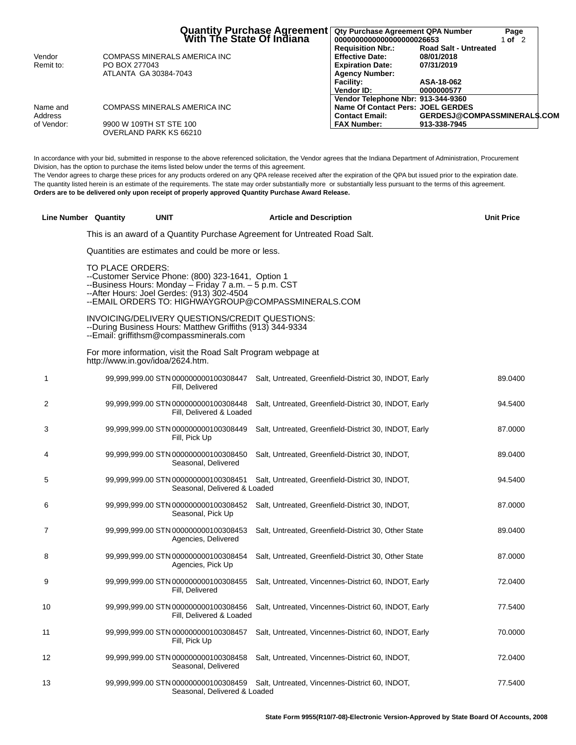# Quantity Purchase Agreement With The State Of Indiana

| | |
|---|---|
| Vendor Remit to: | COMPASS MINERALS AMERICA INC<br>PO BOX 277043<br>ATLANTA GA 30384-7043 |
| Name and Address of Vendor: | COMPASS MINERALS AMERICA INC<br>9900 W 109TH ST STE 100<br>OVERLAND PARK KS 66210 |

| Qty Purchase Agreement QPA Number | | Page |
|---|---|---|
| 0000000000000000000026653 | | 1 of 2 |
| **Requisition Nbr.:** | **Road Salt - Untreated** | |
| **Effective Date:** | **08/01/2018** | |
| **Expiration Date:** | **07/31/2019** | |
| **Agency Number:** | | |
| **Facility:** | **ASA-18-062** | |
| **Vendor ID:** | **0000000577** | |
| **Vendor Telephone Nbr:** | **913-344-9360** | |
| **Name Of Contact Pers:** | **JOEL GERDES** | |
| **Contact Email:** | **GERDESJ@COMPASSMINERALS.COM** | |
| **FAX Number:** | **913-338-7945** | |

In accordance with your bid, submitted in response to the above referenced solicitation, the Vendor agrees that the Indiana Department of Administration, Procurement Division, has the option to purchase the items listed below under the terms of this agreement.
The Vendor agrees to charge these prices for any products ordered on any QPA release received after the expiration of the QPA but issued prior to the expiration date.
The quantity listed herein is an estimate of the requirements. The state may order substantially more or substantially less pursuant to the terms of this agreement.
**Orders are to be delivered only upon receipt of properly approved Quantity Purchase Award Release.**

| Line Number | Quantity | UNIT | Article and Description | Unit Price |
|---|---|---|---|---|
| | | | This is an award of a Quantity Purchase Agreement for Untreated Road Salt.<br><br>Quantities are estimates and could be more or less.<br><br>TO PLACE ORDERS:<br>--Customer Service Phone: (800) 323-1641, Option 1<br>--Business Hours: Monday – Friday 7 a.m. – 5 p.m. CST<br>--After Hours: Joel Gerdes: (913) 302-4504<br>--EMAIL ORDERS TO: HIGHWAYGROUP@COMPASSMINERALS.COM<br><br>INVOICING/DELIVERY QUESTIONS/CREDIT QUESTIONS:<br>--During Business Hours: Matthew Griffiths (913) 344-9334<br>--Email: griffithsm@compassminerals.com<br><br>For more information, visit the Road Salt Program webpage at http://www.in.gov/idoa/2624.htm. | |
| 1 | 99,999,999.00 | STN | 000000000100308447 Salt, Untreated, Greenfield-District 30, INDOT, Early Fill, Delivered | 89.0400 |
| 2 | 99,999,999.00 | STN | 000000000100308448 Salt, Untreated, Greenfield-District 30, INDOT, Early Fill, Delivered & Loaded | 94.5400 |
| 3 | 99,999,999.00 | STN | 000000000100308449 Salt, Untreated, Greenfield-District 30, INDOT, Early Fill, Pick Up | 87.0000 |
| 4 | 99,999,999.00 | STN | 000000000100308450 Salt, Untreated, Greenfield-District 30, INDOT, Seasonal, Delivered | 89.0400 |
| 5 | 99,999,999.00 | STN | 000000000100308451 Salt, Untreated, Greenfield-District 30, INDOT, Seasonal, Delivered & Loaded | 94.5400 |
| 6 | 99,999,999.00 | STN | 000000000100308452 Salt, Untreated, Greenfield-District 30, INDOT, Seasonal, Pick Up | 87.0000 |
| 7 | 99,999,999.00 | STN | 000000000100308453 Salt, Untreated, Greenfield-District 30, Other State Agencies, Delivered | 89.0400 |
| 8 | 99,999,999.00 | STN | 000000000100308454 Salt, Untreated, Greenfield-District 30, Other State Agencies, Pick Up | 87.0000 |
| 9 | 99,999,999.00 | STN | 000000000100308455 Salt, Untreated, Vincennes-District 60, INDOT, Early Fill, Delivered | 72.0400 |
| 10 | 99,999,999.00 | STN | 000000000100308456 Salt, Untreated, Vincennes-District 60, INDOT, Early Fill, Delivered & Loaded | 77.5400 |
| 11 | 99,999,999.00 | STN | 000000000100308457 Salt, Untreated, Vincennes-District 60, INDOT, Early Fill, Pick Up | 70.0000 |
| 12 | 99,999,999.00 | STN | 000000000100308458 Salt, Untreated, Vincennes-District 60, INDOT, Seasonal, Delivered | 72.0400 |
| 13 | 99,999,999.00 | STN | 000000000100308459 Salt, Untreated, Vincennes-District 60, INDOT, Seasonal, Delivered & Loaded | 77.5400 |

**State Form 9955(R10/7-08)-Electronic Version-Approved by State Board Of Accounts, 2008**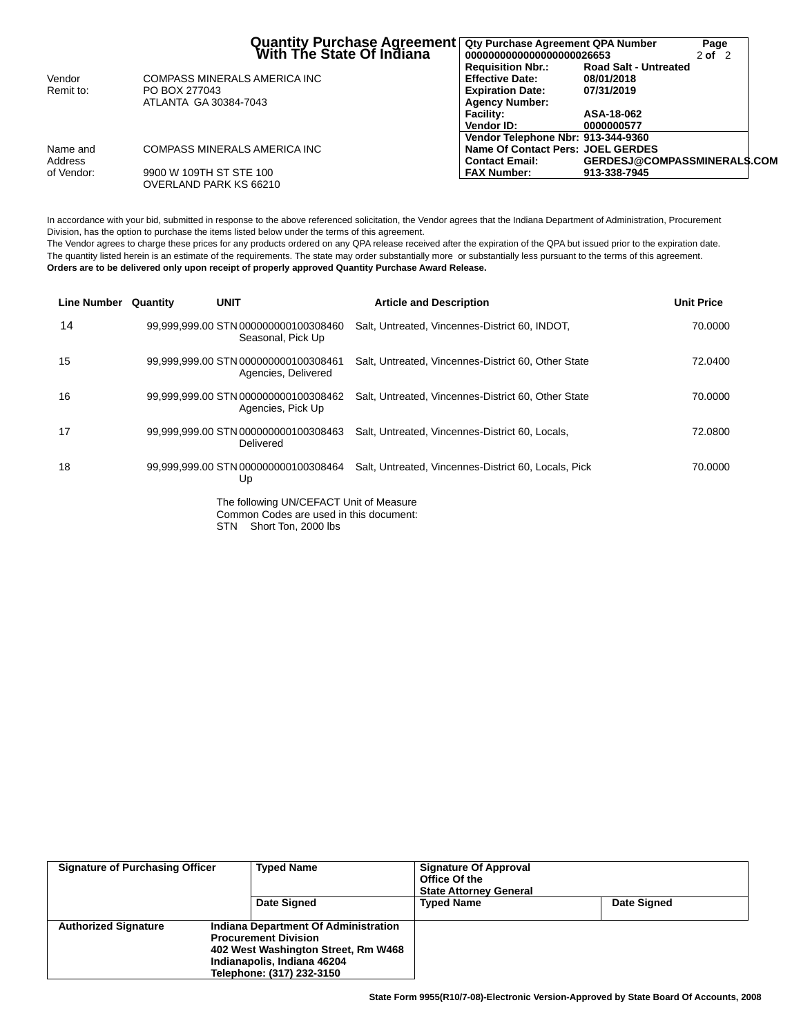# Quantity Purchase Agreement With The State Of Indiana

| | |
|---|---|
| **Qty Purchase Agreement QPA Number** | 0000000000000000000026653 |
| **Requisition Nbr.:** | Road Salt - Untreated |
| **Effective Date:** | 08/01/2018 |
| **Expiration Date:** | 07/31/2019 |
| **Agency Number:** | |
| **Facility:** | ASA-18-062 |
| **Vendor ID:** | 0000000577 |
| **Vendor Telephone Nbr:** | 913-344-9360 |
| **Name Of Contact Pers:** | JOEL GERDES |
| **Contact Email:** | GERDESJ@COMPASSMINERALS.COM |
| **FAX Number:** | 913-338-7945 |

Vendor Remit to: COMPASS MINERALS AMERICA INC
PO BOX 277043
ATLANTA GA 30384-7043

Name and Address of Vendor: COMPASS MINERALS AMERICA INC
9900 W 109TH ST STE 100
OVERLAND PARK KS 66210

In accordance with your bid, submitted in response to the above referenced solicitation, the Vendor agrees that the Indiana Department of Administration, Procurement Division, has the option to purchase the items listed below under the terms of this agreement.
The Vendor agrees to charge these prices for any products ordered on any QPA release received after the expiration of the QPA but issued prior to the expiration date.
The quantity listed herein is an estimate of the requirements. The state may order substantially more or substantially less pursuant to the terms of this agreement.
**Orders are to be delivered only upon receipt of properly approved Quantity Purchase Award Release.**

| Line Number | Quantity | UNIT | Article and Description | Unit Price |
|---|---|---|---|---|
| 14 | 99,999,999.00 | STN | 000000000100308460 Salt, Untreated, Vincennes-District 60, INDOT, Seasonal, Pick Up | 70.0000 |
| 15 | 99,999,999.00 | STN | 000000000100308461 Salt, Untreated, Vincennes-District 60, Other State Agencies, Delivered | 72.0400 |
| 16 | 99,999,999.00 | STN | 000000000100308462 Salt, Untreated, Vincennes-District 60, Other State Agencies, Pick Up | 70.0000 |
| 17 | 99,999,999.00 | STN | 000000000100308463 Salt, Untreated, Vincennes-District 60, Locals, Delivered | 72.0800 |
| 18 | 99,999,999.00 | STN | 000000000100308464 Salt, Untreated, Vincennes-District 60, Locals, Pick Up | 70.0000 |

The following UN/CEFACT Unit of Measure Common Codes are used in this document:
STN Short Ton, 2000 lbs

| Signature of Purchasing Officer | Typed Name | Signature Of Approval Office Of the State Attorney General | |
|---|---|---|---|
| | Date Signed | Typed Name | Date Signed |
| **Authorized Signature** | **Indiana Department Of Administration Procurement Division 402 West Washington Street, Rm W468 Indianapolis, Indiana 46204 Telephone: (317) 232-3150** | | |

State Form 9955(R10/7-08)-Electronic Version-Approved by State Board Of Accounts, 2008